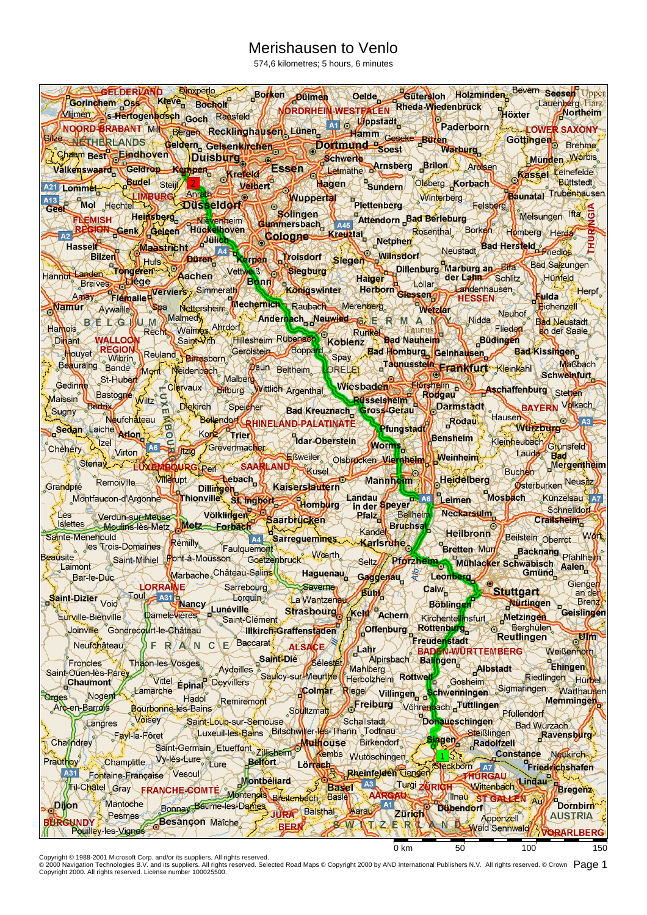# Merishausen to Venlo

574,6 kilometres; 5 hours, 6 minutes

0 km 50 100 150

Copyright © 1988-2001 Microsoft Corp. and/or its suppliers. All rights reserved.
© 2000 Navigation Technologies B.V. and its suppliers. All rights reserved. Selected Road Maps © Copyright 2000 by AND International Publishers N.V. All rights reserved. © Crown Copyright 2000. All rights reserved. License number 100025500.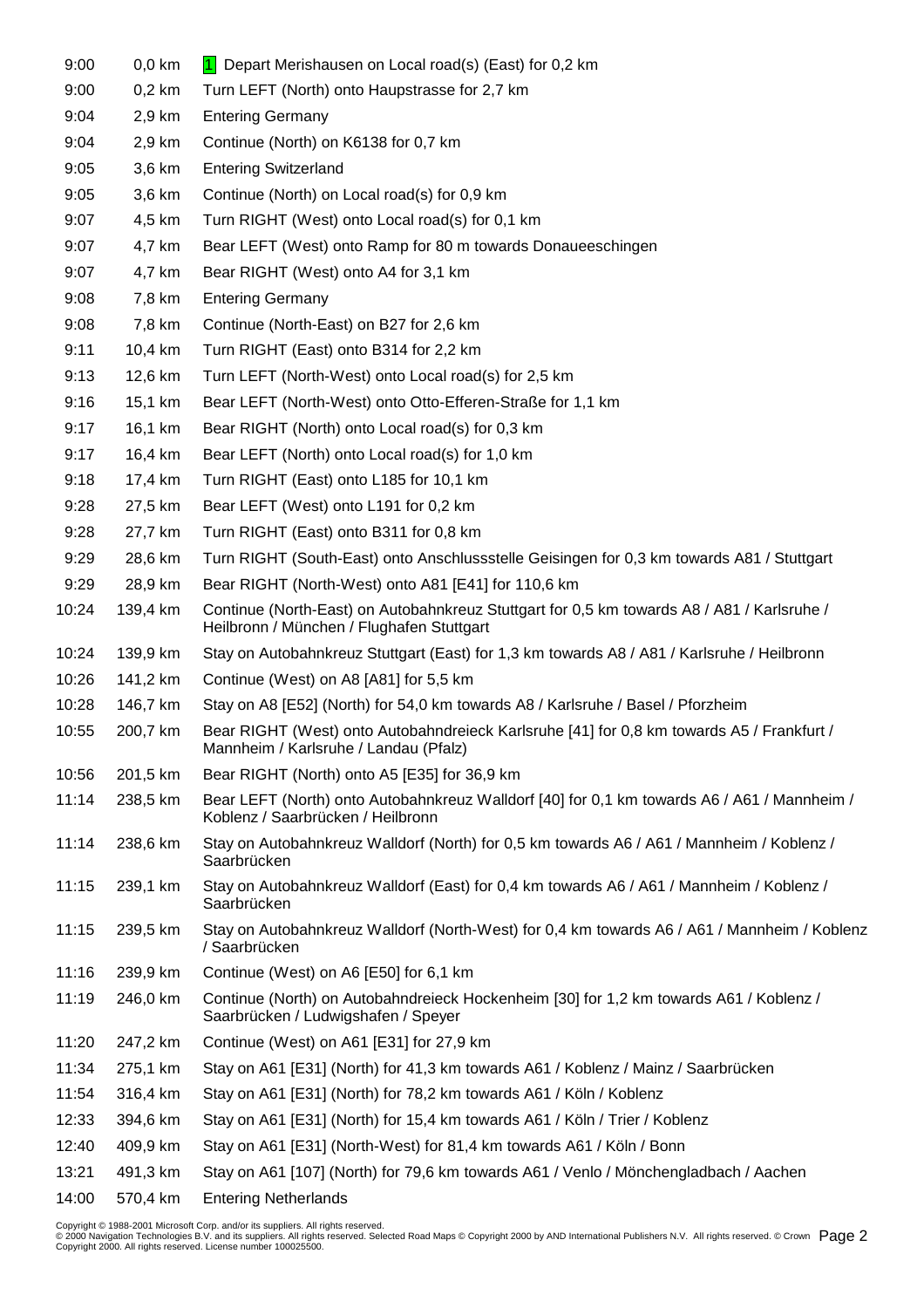| | | |
|---|---|---|
| 9:00 | 0,0 km | 1 Depart Merishausen on Local road(s) (East) for 0,2 km |
| 9:00 | 0,2 km | Turn LEFT (North) onto Haupstrasse for 2,7 km |
| 9:04 | 2,9 km | Entering Germany |
| 9:04 | 2,9 km | Continue (North) on K6138 for 0,7 km |
| 9:05 | 3,6 km | Entering Switzerland |
| 9:05 | 3,6 km | Continue (North) on Local road(s) for 0,9 km |
| 9:07 | 4,5 km | Turn RIGHT (West) onto Local road(s) for 0,1 km |
| 9:07 | 4,7 km | Bear LEFT (West) onto Ramp for 80 m towards Donaueeschingen |
| 9:07 | 4,7 km | Bear RIGHT (West) onto A4 for 3,1 km |
| 9:08 | 7,8 km | Entering Germany |
| 9:08 | 7,8 km | Continue (North-East) on B27 for 2,6 km |
| 9:11 | 10,4 km | Turn RIGHT (East) onto B314 for 2,2 km |
| 9:13 | 12,6 km | Turn LEFT (North-West) onto Local road(s) for 2,5 km |
| 9:16 | 15,1 km | Bear LEFT (North-West) onto Otto-Efferen-Straße for 1,1 km |
| 9:17 | 16,1 km | Bear RIGHT (North) onto Local road(s) for 0,3 km |
| 9:17 | 16,4 km | Bear LEFT (North) onto Local road(s) for 1,0 km |
| 9:18 | 17,4 km | Turn RIGHT (East) onto L185 for 10,1 km |
| 9:28 | 27,5 km | Bear LEFT (West) onto L191 for 0,2 km |
| 9:28 | 27,7 km | Turn RIGHT (East) onto B311 for 0,8 km |
| 9:29 | 28,6 km | Turn RIGHT (South-East) onto Anschlussstelle Geisingen for 0,3 km towards A81 / Stuttgart |
| 9:29 | 28,9 km | Bear RIGHT (North-West) onto A81 [E41] for 110,6 km |
| 10:24 | 139,4 km | Continue (North-East) on Autobahnkreuz Stuttgart for 0,5 km towards A8 / A81 / Karlsruhe / Heilbronn / München / Flughafen Stuttgart |
| 10:24 | 139,9 km | Stay on Autobahnkreuz Stuttgart (East) for 1,3 km towards A8 / A81 / Karlsruhe / Heilbronn |
| 10:26 | 141,2 km | Continue (West) on A8 [A81] for 5,5 km |
| 10:28 | 146,7 km | Stay on A8 [E52] (North) for 54,0 km towards A8 / Karlsruhe / Basel / Pforzheim |
| 10:55 | 200,7 km | Bear RIGHT (West) onto Autobahndreieck Karlsruhe [41] for 0,8 km towards A5 / Frankfurt / Mannheim / Karlsruhe / Landau (Pfalz) |
| 10:56 | 201,5 km | Bear RIGHT (North) onto A5 [E35] for 36,9 km |
| 11:14 | 238,5 km | Bear LEFT (North) onto Autobahnkreuz Walldorf [40] for 0,1 km towards A6 / A61 / Mannheim / Koblenz / Saarbrücken / Heilbronn |
| 11:14 | 238,6 km | Stay on Autobahnkreuz Walldorf (North) for 0,5 km towards A6 / A61 / Mannheim / Koblenz / Saarbrücken |
| 11:15 | 239,1 km | Stay on Autobahnkreuz Walldorf (East) for 0,4 km towards A6 / A61 / Mannheim / Koblenz / Saarbrücken |
| 11:15 | 239,5 km | Stay on Autobahnkreuz Walldorf (North-West) for 0,4 km towards A6 / A61 / Mannheim / Koblenz / Saarbrücken |
| 11:16 | 239,9 km | Continue (West) on A6 [E50] for 6,1 km |
| 11:19 | 246,0 km | Continue (North) on Autobahndreieck Hockenheim [30] for 1,2 km towards A61 / Koblenz / Saarbrücken / Ludwigshafen / Speyer |
| 11:20 | 247,2 km | Continue (West) on A61 [E31] for 27,9 km |
| 11:34 | 275,1 km | Stay on A61 [E31] (North) for 41,3 km towards A61 / Koblenz / Mainz / Saarbrücken |
| 11:54 | 316,4 km | Stay on A61 [E31] (North) for 78,2 km towards A61 / Köln / Koblenz |
| 12:33 | 394,6 km | Stay on A61 [E31] (North) for 15,4 km towards A61 / Köln / Trier / Koblenz |
| 12:40 | 409,9 km | Stay on A61 [E31] (North-West) for 81,4 km towards A61 / Köln / Bonn |
| 13:21 | 491,3 km | Stay on A61 [107] (North) for 79,6 km towards A61 / Venlo / Mönchengladbach / Aachen |
| 14:00 | 570,4 km | Entering Netherlands |

Copyright © 1988-2001 Microsoft Corp. and/or its suppliers. All rights reserved.
© 2000 Navigation Technologies B.V. and its suppliers. All rights reserved. Selected Road Maps © Copyright 2000 by AND International Publishers N.V. All rights reserved. © Crown Copyright 2000. All rights reserved. License number 100025500.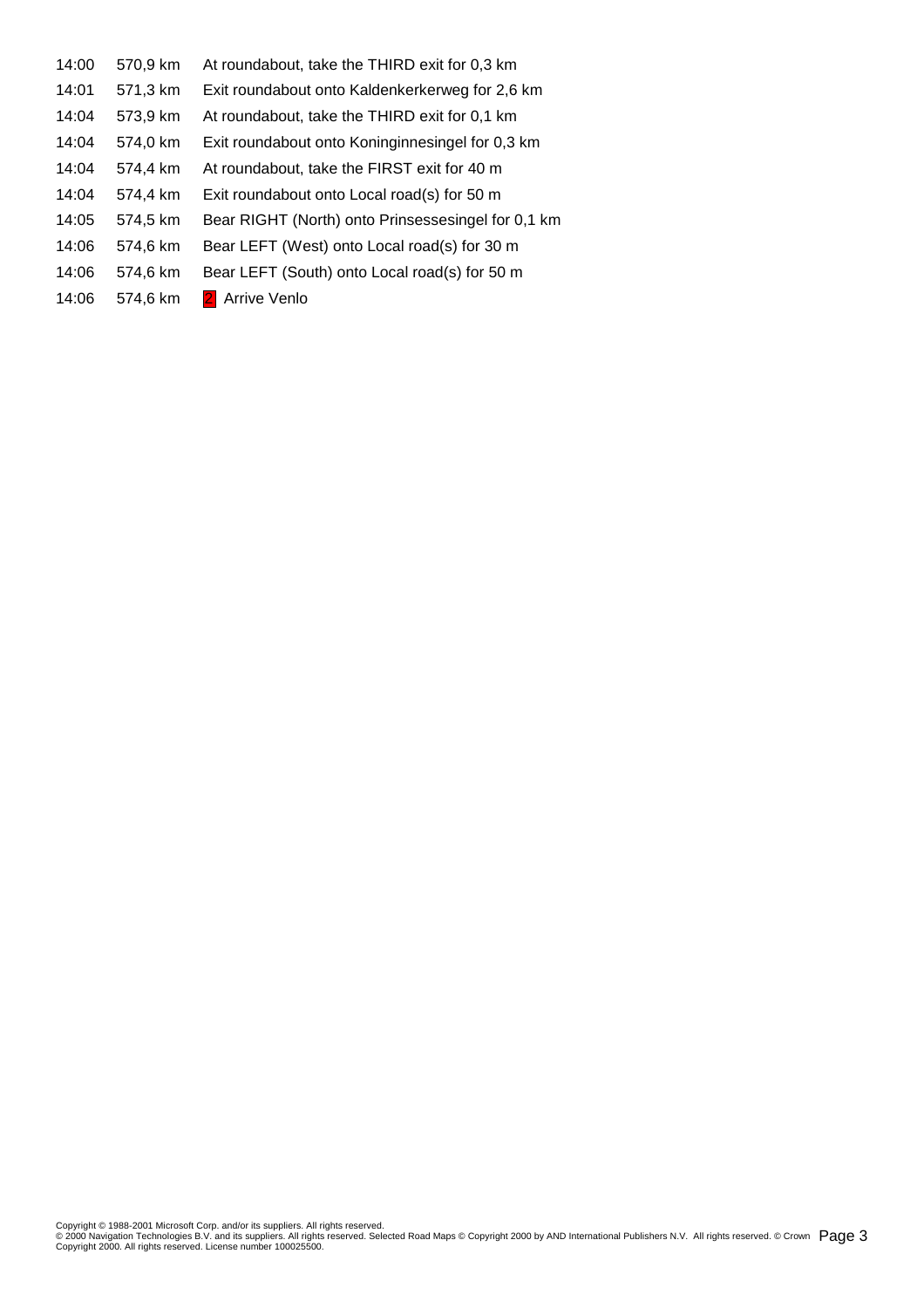| | | |
|---|---|---|
| 14:00 | 570,9 km | At roundabout, take the THIRD exit for 0,3 km |
| 14:01 | 571,3 km | Exit roundabout onto Kaldenkerkerweg for 2,6 km |
| 14:04 | 573,9 km | At roundabout, take the THIRD exit for 0,1 km |
| 14:04 | 574,0 km | Exit roundabout onto Koninginnesingel for 0,3 km |
| 14:04 | 574,4 km | At roundabout, take the FIRST exit for 40 m |
| 14:04 | 574,4 km | Exit roundabout onto Local road(s) for 50 m |
| 14:05 | 574,5 km | Bear RIGHT (North) onto Prinsessesingel for 0,1 km |
| 14:06 | 574,6 km | Bear LEFT (West) onto Local road(s) for 30 m |
| 14:06 | 574,6 km | Bear LEFT (South) onto Local road(s) for 50 m |
| 14:06 | 574,6 km | 2 Arrive Venlo |

Copyright © 1988-2001 Microsoft Corp. and/or its suppliers. All rights reserved.
© 2000 Navigation Technologies B.V. and its suppliers. All rights reserved. Selected Road Maps © Copyright 2000 by AND International Publishers N.V. All rights reserved. © Crown Copyright 2000. All rights reserved. License number 100025500.